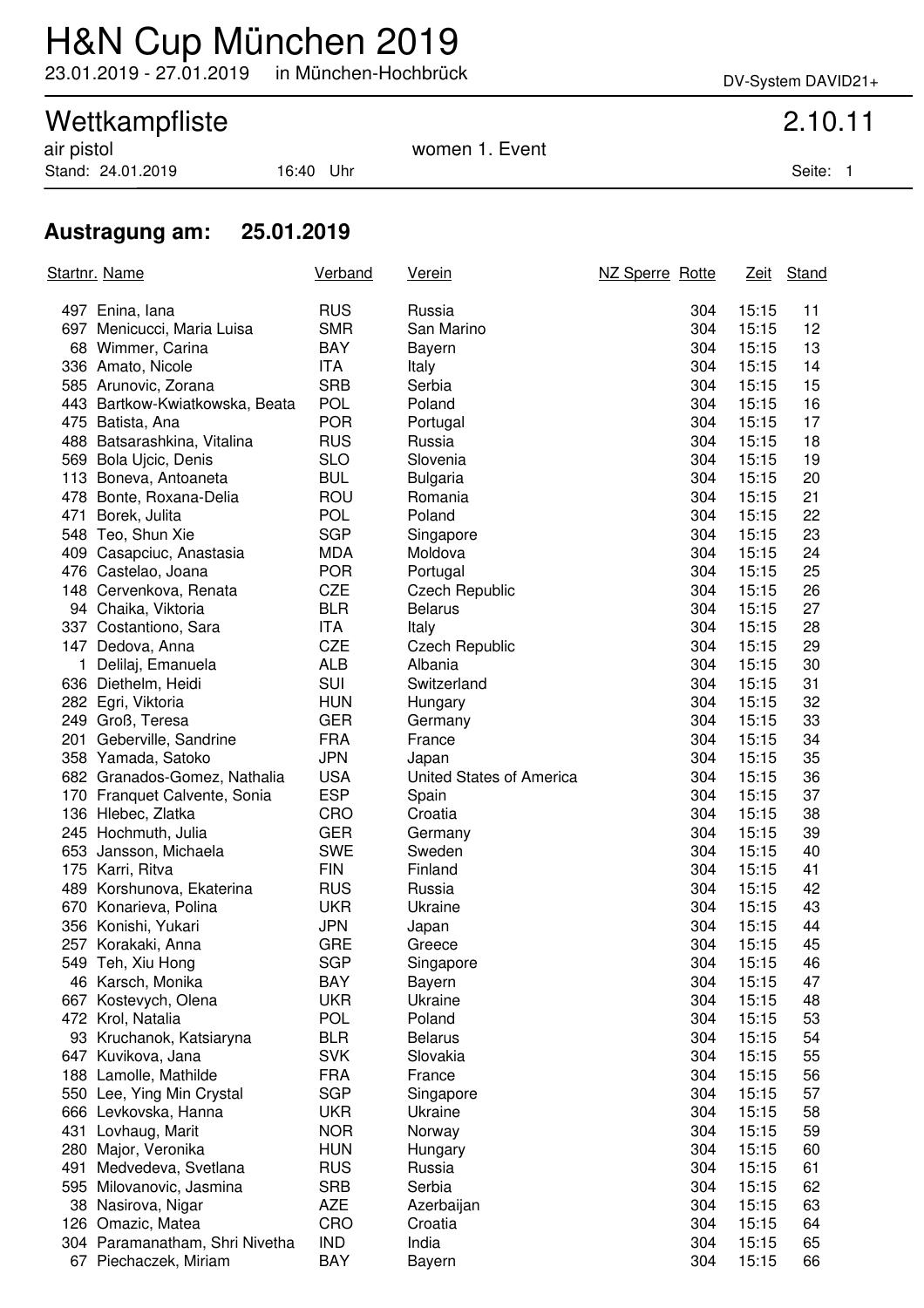# H&N Cup München 2019

23.01.2019 - 27.01.2019 in München-Hochbrück

DV-System DAVID21+

## Wettkampfliste

2.10.11

air pistol — women 1. Event

Stand: 24.01.2019 16:40 Uhr

### Austragung am: 25.01.2019

| Startnr. | Name | Verband | Verein | NZ Sperre | Rotte | Zeit | Stand |
|---|---|---|---|---|---|---|---|
| 497 | Enina, Iana | RUS | Russia | | 304 | 15:15 | 11 |
| 697 | Menicucci, Maria Luisa | SMR | San Marino | | 304 | 15:15 | 12 |
| 68 | Wimmer, Carina | BAY | Bayern | | 304 | 15:15 | 13 |
| 336 | Amato, Nicole | ITA | Italy | | 304 | 15:15 | 14 |
| 585 | Arunovic, Zorana | SRB | Serbia | | 304 | 15:15 | 15 |
| 443 | Bartkow-Kwiatkowska, Beata | POL | Poland | | 304 | 15:15 | 16 |
| 475 | Batista, Ana | POR | Portugal | | 304 | 15:15 | 17 |
| 488 | Batsarashkina, Vitalina | RUS | Russia | | 304 | 15:15 | 18 |
| 569 | Bola Ujcic, Denis | SLO | Slovenia | | 304 | 15:15 | 19 |
| 113 | Boneva, Antoaneta | BUL | Bulgaria | | 304 | 15:15 | 20 |
| 478 | Bonte, Roxana-Delia | ROU | Romania | | 304 | 15:15 | 21 |
| 471 | Borek, Julita | POL | Poland | | 304 | 15:15 | 22 |
| 548 | Teo, Shun Xie | SGP | Singapore | | 304 | 15:15 | 23 |
| 409 | Casapciuc, Anastasia | MDA | Moldova | | 304 | 15:15 | 24 |
| 476 | Castelao, Joana | POR | Portugal | | 304 | 15:15 | 25 |
| 148 | Cervenkova, Renata | CZE | Czech Republic | | 304 | 15:15 | 26 |
| 94 | Chaika, Viktoria | BLR | Belarus | | 304 | 15:15 | 27 |
| 337 | Costantiono, Sara | ITA | Italy | | 304 | 15:15 | 28 |
| 147 | Dedova, Anna | CZE | Czech Republic | | 304 | 15:15 | 29 |
| 1 | Delilaj, Emanuela | ALB | Albania | | 304 | 15:15 | 30 |
| 636 | Diethelm, Heidi | SUI | Switzerland | | 304 | 15:15 | 31 |
| 282 | Egri, Viktoria | HUN | Hungary | | 304 | 15:15 | 32 |
| 249 | Groß, Teresa | GER | Germany | | 304 | 15:15 | 33 |
| 201 | Geberville, Sandrine | FRA | France | | 304 | 15:15 | 34 |
| 358 | Yamada, Satoko | JPN | Japan | | 304 | 15:15 | 35 |
| 682 | Granados-Gomez, Nathalia | USA | United States of America | | 304 | 15:15 | 36 |
| 170 | Franquet Calvente, Sonia | ESP | Spain | | 304 | 15:15 | 37 |
| 136 | Hlebec, Zlatka | CRO | Croatia | | 304 | 15:15 | 38 |
| 245 | Hochmuth, Julia | GER | Germany | | 304 | 15:15 | 39 |
| 653 | Jansson, Michaela | SWE | Sweden | | 304 | 15:15 | 40 |
| 175 | Karri, Ritva | FIN | Finland | | 304 | 15:15 | 41 |
| 489 | Korshunova, Ekaterina | RUS | Russia | | 304 | 15:15 | 42 |
| 670 | Konarieva, Polina | UKR | Ukraine | | 304 | 15:15 | 43 |
| 356 | Konishi, Yukari | JPN | Japan | | 304 | 15:15 | 44 |
| 257 | Korakaki, Anna | GRE | Greece | | 304 | 15:15 | 45 |
| 549 | Teh, Xiu Hong | SGP | Singapore | | 304 | 15:15 | 46 |
| 46 | Karsch, Monika | BAY | Bayern | | 304 | 15:15 | 47 |
| 667 | Kostevych, Olena | UKR | Ukraine | | 304 | 15:15 | 48 |
| 472 | Krol, Natalia | POL | Poland | | 304 | 15:15 | 53 |
| 93 | Kruchanok, Katsiaryna | BLR | Belarus | | 304 | 15:15 | 54 |
| 647 | Kuvikova, Jana | SVK | Slovakia | | 304 | 15:15 | 55 |
| 188 | Lamolle, Mathilde | FRA | France | | 304 | 15:15 | 56 |
| 550 | Lee, Ying Min Crystal | SGP | Singapore | | 304 | 15:15 | 57 |
| 666 | Levkovska, Hanna | UKR | Ukraine | | 304 | 15:15 | 58 |
| 431 | Lovhaug, Marit | NOR | Norway | | 304 | 15:15 | 59 |
| 280 | Major, Veronika | HUN | Hungary | | 304 | 15:15 | 60 |
| 491 | Medvedeva, Svetlana | RUS | Russia | | 304 | 15:15 | 61 |
| 595 | Milovanovic, Jasmina | SRB | Serbia | | 304 | 15:15 | 62 |
| 38 | Nasirova, Nigar | AZE | Azerbaijan | | 304 | 15:15 | 63 |
| 126 | Omazic, Matea | CRO | Croatia | | 304 | 15:15 | 64 |
| 304 | Paramanatham, Shri Nivetha | IND | India | | 304 | 15:15 | 65 |
| 67 | Piechaczek, Miriam | BAY | Bayern | | 304 | 15:15 | 66 |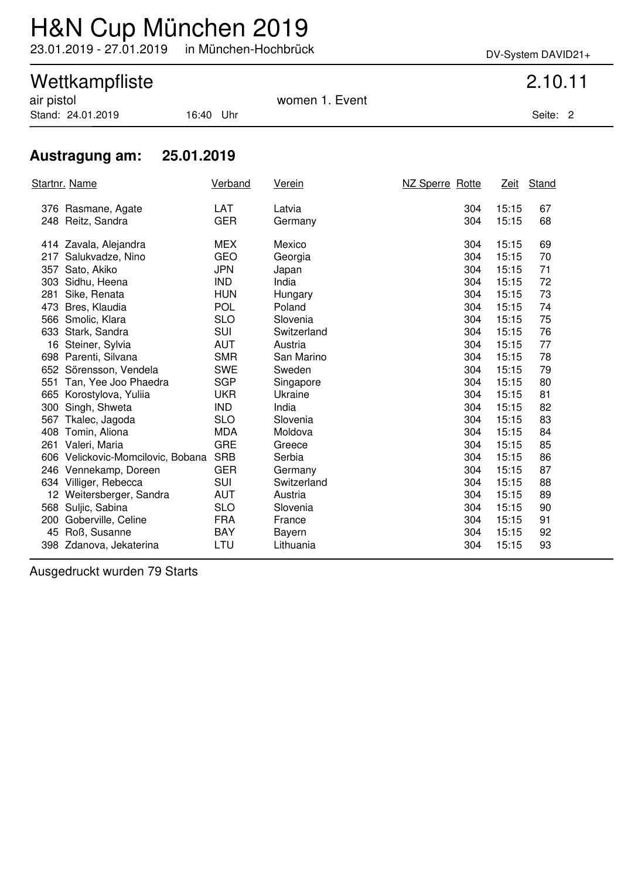# H&N Cup München 2019

23.01.2019 - 27.01.2019 in München-Hochbrück

DV-System DAVID21+

## Wettkampfliste

2.10.11

air pistol women 1. Event

Stand: 24.01.2019 16:40 Uhr

### Austragung am: 25.01.2019

| Startnr. | Name | Verband | Verein | NZ Sperre | Rotte | Zeit | Stand |
|---|---|---|---|---|---|---|---|
| 376 | Rasmane, Agate | LAT | Latvia | | 304 | 15:15 | 67 |
| 248 | Reitz, Sandra | GER | Germany | | 304 | 15:15 | 68 |
| 414 | Zavala, Alejandra | MEX | Mexico | | 304 | 15:15 | 69 |
| 217 | Salukvadze, Nino | GEO | Georgia | | 304 | 15:15 | 70 |
| 357 | Sato, Akiko | JPN | Japan | | 304 | 15:15 | 71 |
| 303 | Sidhu, Heena | IND | India | | 304 | 15:15 | 72 |
| 281 | Sike, Renata | HUN | Hungary | | 304 | 15:15 | 73 |
| 473 | Bres, Klaudia | POL | Poland | | 304 | 15:15 | 74 |
| 566 | Smolic, Klara | SLO | Slovenia | | 304 | 15:15 | 75 |
| 633 | Stark, Sandra | SUI | Switzerland | | 304 | 15:15 | 76 |
| 16 | Steiner, Sylvia | AUT | Austria | | 304 | 15:15 | 77 |
| 698 | Parenti, Silvana | SMR | San Marino | | 304 | 15:15 | 78 |
| 652 | Sörensson, Vendela | SWE | Sweden | | 304 | 15:15 | 79 |
| 551 | Tan, Yee Joo Phaedra | SGP | Singapore | | 304 | 15:15 | 80 |
| 665 | Korostylova, Yuliia | UKR | Ukraine | | 304 | 15:15 | 81 |
| 300 | Singh, Shweta | IND | India | | 304 | 15:15 | 82 |
| 567 | Tkalec, Jagoda | SLO | Slovenia | | 304 | 15:15 | 83 |
| 408 | Tomin, Aliona | MDA | Moldova | | 304 | 15:15 | 84 |
| 261 | Valeri, Maria | GRE | Greece | | 304 | 15:15 | 85 |
| 606 | Velickovic-Momcilovic, Bobana | SRB | Serbia | | 304 | 15:15 | 86 |
| 246 | Vennekamp, Doreen | GER | Germany | | 304 | 15:15 | 87 |
| 634 | Villiger, Rebecca | SUI | Switzerland | | 304 | 15:15 | 88 |
| 12 | Weitersberger, Sandra | AUT | Austria | | 304 | 15:15 | 89 |
| 568 | Suljic, Sabina | SLO | Slovenia | | 304 | 15:15 | 90 |
| 200 | Goberville, Celine | FRA | France | | 304 | 15:15 | 91 |
| 45 | Roß, Susanne | BAY | Bayern | | 304 | 15:15 | 92 |
| 398 | Zdanova, Jekaterina | LTU | Lithuania | | 304 | 15:15 | 93 |

Ausgedruckt wurden 79 Starts